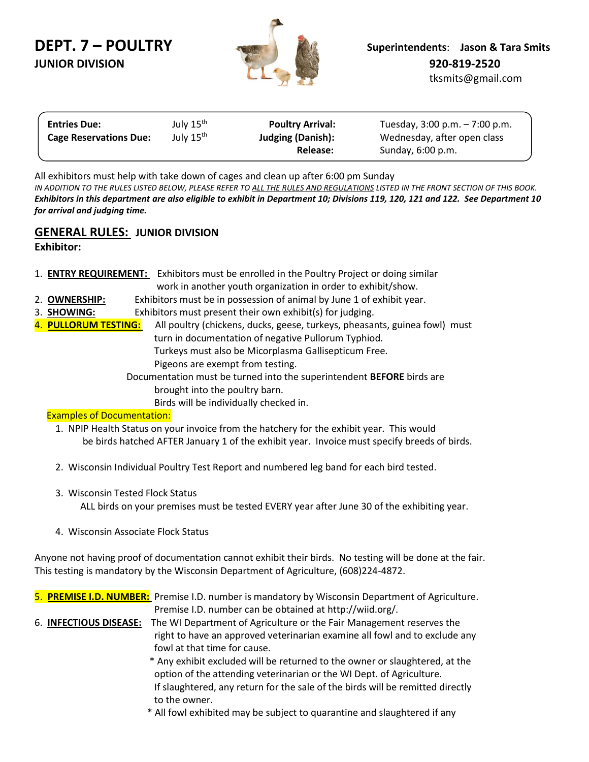# DEPT. 7 – POULTRY

**JUNIOR DIVISION**

**Superintendents**: **Jason & Tara Smits**
**920-819-2520**
tksmits@gmail.com

| | | | |
|---|---|---|---|
| **Entries Due:** | July 15th | **Poultry Arrival:** | Tuesday, 3:00 p.m. – 7:00 p.m. |
| **Cage Reservations Due:** | July 15th | **Judging (Danish):** | Wednesday, after open class |
| | | **Release:** | Sunday, 6:00 p.m. |

All exhibitors must help with take down of cages and clean up after 6:00 pm Sunday

*IN ADDITION TO THE RULES LISTED BELOW, PLEASE REFER TO ALL THE RULES AND REGULATIONS LISTED IN THE FRONT SECTION OF THIS BOOK.*

***Exhibitors in this department are also eligible to exhibit in Department 10; Divisions 119, 120, 121 and 122. See Department 10 for arrival and judging time.***

## GENERAL RULES: JUNIOR DIVISION

**Exhibitor:**

1. **ENTRY REQUIREMENT:** Exhibitors must be enrolled in the Poultry Project or doing similar work in another youth organization in order to exhibit/show.
2. **OWNERSHIP:** Exhibitors must be in possession of animal by June 1 of exhibit year.
3. **SHOWING:** Exhibitors must present their own exhibit(s) for judging.
4. **PULLORUM TESTING:** All poultry (chickens, ducks, geese, turkeys, pheasants, guinea fowl) must turn in documentation of negative Pullorum Typhiod.
   Turkeys must also be Micorplasma Gallisepticum Free.
   Pigeons are exempt from testing.
   Documentation must be turned into the superintendent **BEFORE** birds are brought into the poultry barn.
   Birds will be individually checked in.

   Examples of Documentation:

   1. NPIP Health Status on your invoice from the hatchery for the exhibit year. This would be birds hatched AFTER January 1 of the exhibit year. Invoice must specify breeds of birds.
   2. Wisconsin Individual Poultry Test Report and numbered leg band for each bird tested.
   3. Wisconsin Tested Flock Status
      ALL birds on your premises must be tested EVERY year after June 30 of the exhibiting year.
   4. Wisconsin Associate Flock Status

Anyone not having proof of documentation cannot exhibit their birds. No testing will be done at the fair. This testing is mandatory by the Wisconsin Department of Agriculture, (608)224-4872.

5. **PREMISE I.D. NUMBER:** Premise I.D. number is mandatory by Wisconsin Department of Agriculture. Premise I.D. number can be obtained at http://wiid.org/.
6. **INFECTIOUS DISEASE:** The WI Department of Agriculture or the Fair Management reserves the right to have an approved veterinarian examine all fowl and to exclude any fowl at that time for cause.
   * Any exhibit excluded will be returned to the owner or slaughtered, at the option of the attending veterinarian or the WI Dept. of Agriculture. If slaughtered, any return for the sale of the birds will be remitted directly to the owner.
   * All fowl exhibited may be subject to quarantine and slaughtered if any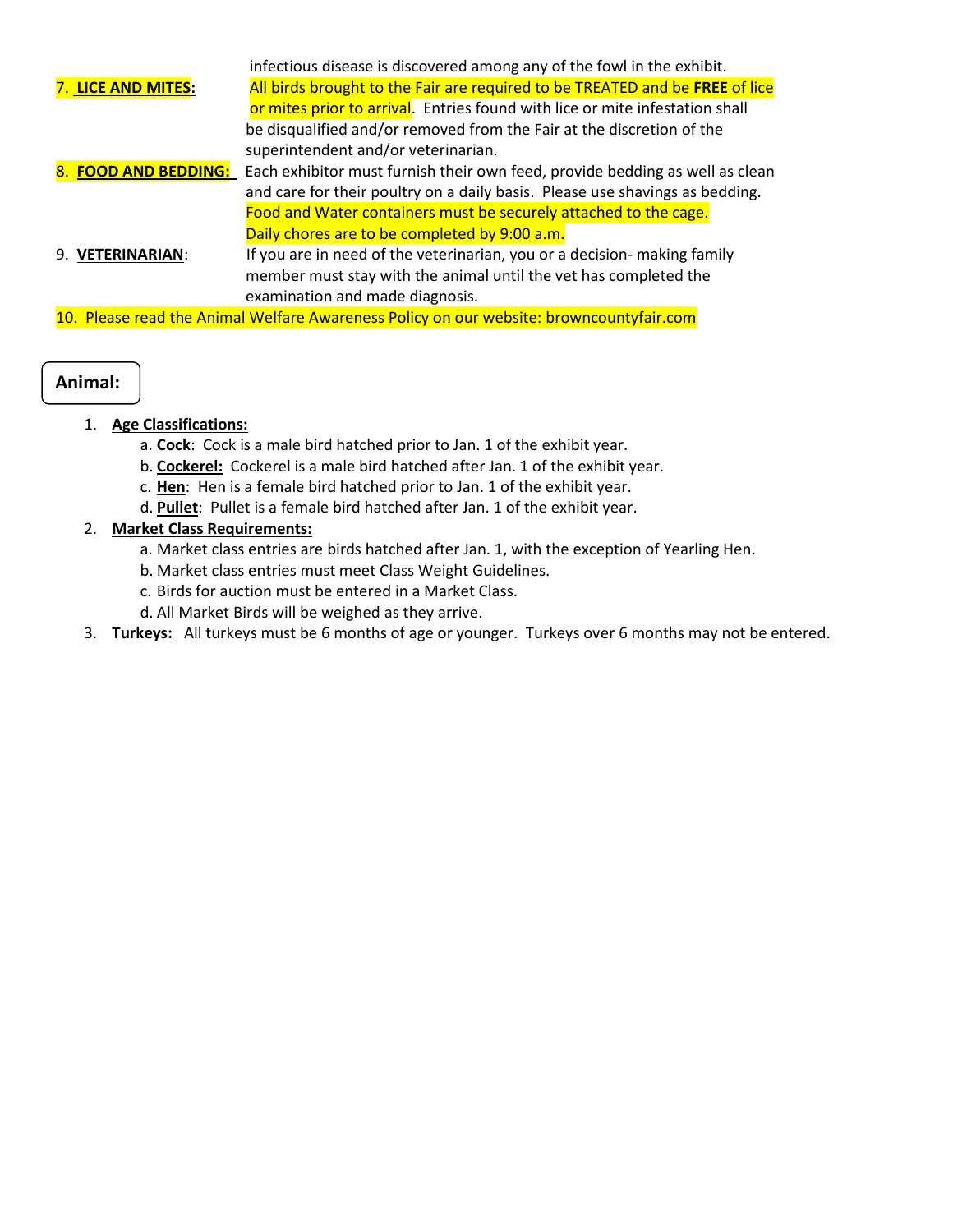infectious disease is discovered among any of the fowl in the exhibit.

7. **LICE AND MITES:** All birds brought to the Fair are required to be TREATED and be **FREE** of lice or mites prior to arrival. Entries found with lice or mite infestation shall be disqualified and/or removed from the Fair at the discretion of the superintendent and/or veterinarian.

8. **FOOD AND BEDDING:** Each exhibitor must furnish their own feed, provide bedding as well as clean and care for their poultry on a daily basis. Please use shavings as bedding. Food and Water containers must be securely attached to the cage. Daily chores are to be completed by 9:00 a.m.

9. **VETERINARIAN:** If you are in need of the veterinarian, you or a decision- making family member must stay with the animal until the vet has completed the examination and made diagnosis.

10. Please read the Animal Welfare Awareness Policy on our website: browncountyfair.com

## Animal:

1. **Age Classifications:**
   - a. **Cock**: Cock is a male bird hatched prior to Jan. 1 of the exhibit year.
   - b. **Cockerel:** Cockerel is a male bird hatched after Jan. 1 of the exhibit year.
   - c. **Hen**: Hen is a female bird hatched prior to Jan. 1 of the exhibit year.
   - d. **Pullet**: Pullet is a female bird hatched after Jan. 1 of the exhibit year.
2. **Market Class Requirements:**
   - a. Market class entries are birds hatched after Jan. 1, with the exception of Yearling Hen.
   - b. Market class entries must meet Class Weight Guidelines.
   - c. Birds for auction must be entered in a Market Class.
   - d. All Market Birds will be weighed as they arrive.
3. **Turkeys:** All turkeys must be 6 months of age or younger. Turkeys over 6 months may not be entered.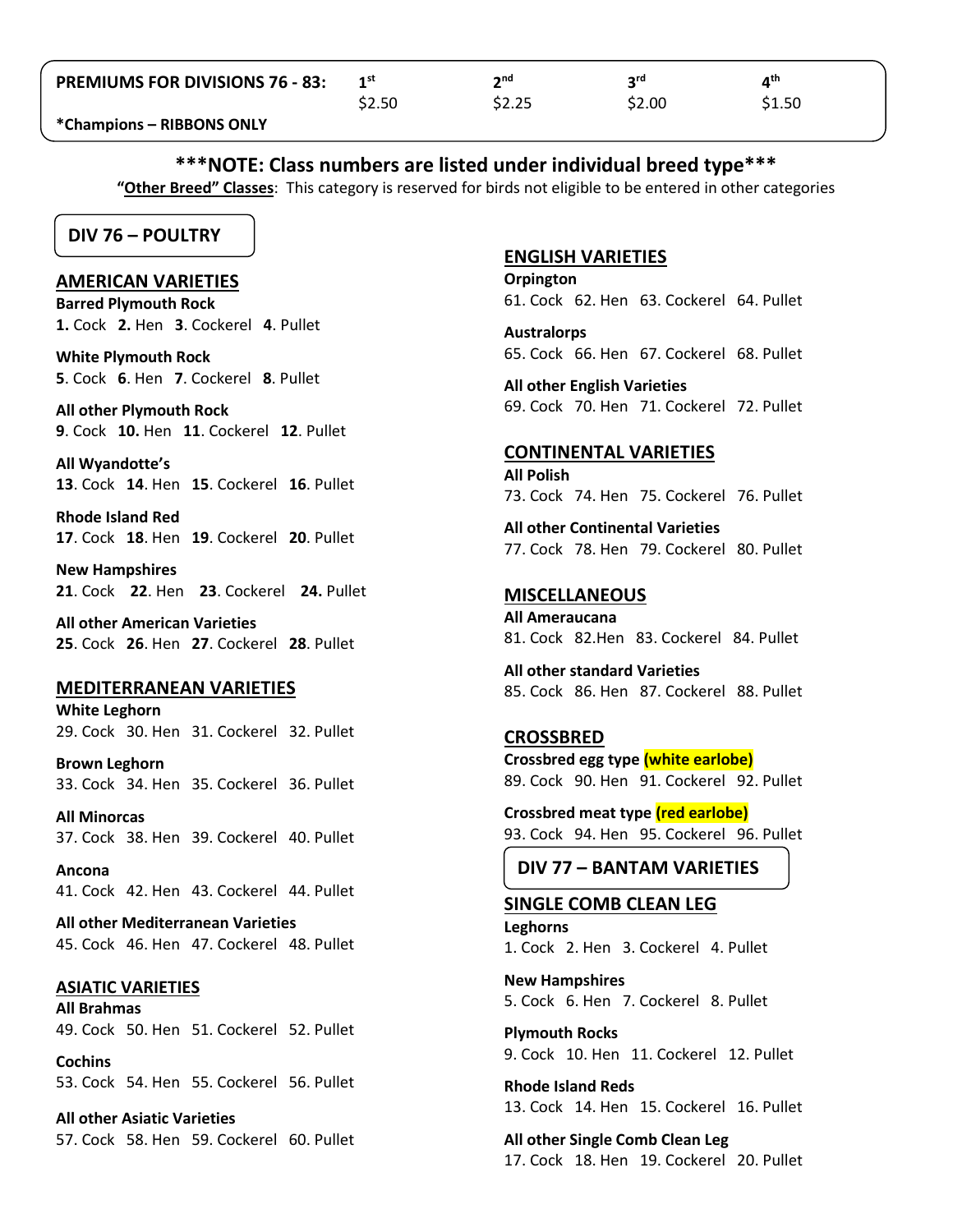| PREMIUMS FOR DIVISIONS 76 - 83: | 1st | 2nd | 3rd | 4th |
|---|---|---|---|---|
| | $2.50 | $2.25 | $2.00 | $1.50 |

***Champions – RIBBONS ONLY**

**\*\*\*NOTE: Class numbers are listed under individual breed type\*\*\***

"**Other Breed" Classes**: This category is reserved for birds not eligible to be entered in other categories

## DIV 76 – POULTRY

### AMERICAN VARIETIES

**Barred Plymouth Rock**
**1.** Cock **2.** Hen **3**. Cockerel **4**. Pullet

**White Plymouth Rock**
**5**. Cock **6**. Hen **7**. Cockerel **8**. Pullet

**All other Plymouth Rock**
**9**. Cock **10.** Hen **11**. Cockerel **12**. Pullet

**All Wyandotte's**
**13**. Cock **14**. Hen **15**. Cockerel **16**. Pullet

**Rhode Island Red**
**17**. Cock **18**. Hen **19**. Cockerel **20**. Pullet

**New Hampshires**
**21**. Cock **22**. Hen **23**. Cockerel **24.** Pullet

**All other American Varieties**
**25**. Cock **26**. Hen **27**. Cockerel **28**. Pullet

### MEDITERRANEAN VARIETIES

**White Leghorn**
29. Cock 30. Hen 31. Cockerel 32. Pullet

**Brown Leghorn**
33. Cock 34. Hen 35. Cockerel 36. Pullet

**All Minorcas**
37. Cock 38. Hen 39. Cockerel 40. Pullet

**Ancona**
41. Cock 42. Hen 43. Cockerel 44. Pullet

**All other Mediterranean Varieties**
45. Cock 46. Hen 47. Cockerel 48. Pullet

### ASIATIC VARIETIES

**All Brahmas**
49. Cock 50. Hen 51. Cockerel 52. Pullet

**Cochins**
53. Cock 54. Hen 55. Cockerel 56. Pullet

**All other Asiatic Varieties**
57. Cock 58. Hen 59. Cockerel 60. Pullet

### ENGLISH VARIETIES

**Orpington**
61. Cock 62. Hen 63. Cockerel 64. Pullet

**Australorps**
65. Cock 66. Hen 67. Cockerel 68. Pullet

**All other English Varieties**
69. Cock 70. Hen 71. Cockerel 72. Pullet

### CONTINENTAL VARIETIES

**All Polish**
73. Cock 74. Hen 75. Cockerel 76. Pullet

**All other Continental Varieties**
77. Cock 78. Hen 79. Cockerel 80. Pullet

### MISCELLANEOUS

**All Ameraucana**
81. Cock 82.Hen 83. Cockerel 84. Pullet

**All other standard Varieties**
85. Cock 86. Hen 87. Cockerel 88. Pullet

### CROSSBRED

**Crossbred egg type (white earlobe)**
89. Cock 90. Hen 91. Cockerel 92. Pullet

**Crossbred meat type (red earlobe)**
93. Cock 94. Hen 95. Cockerel 96. Pullet

## DIV 77 – BANTAM VARIETIES

### SINGLE COMB CLEAN LEG

**Leghorns**
1. Cock 2. Hen 3. Cockerel 4. Pullet

**New Hampshires**
5. Cock 6. Hen 7. Cockerel 8. Pullet

**Plymouth Rocks**
9. Cock 10. Hen 11. Cockerel 12. Pullet

**Rhode Island Reds**
13. Cock 14. Hen 15. Cockerel 16. Pullet

**All other Single Comb Clean Leg**
17. Cock 18. Hen 19. Cockerel 20. Pullet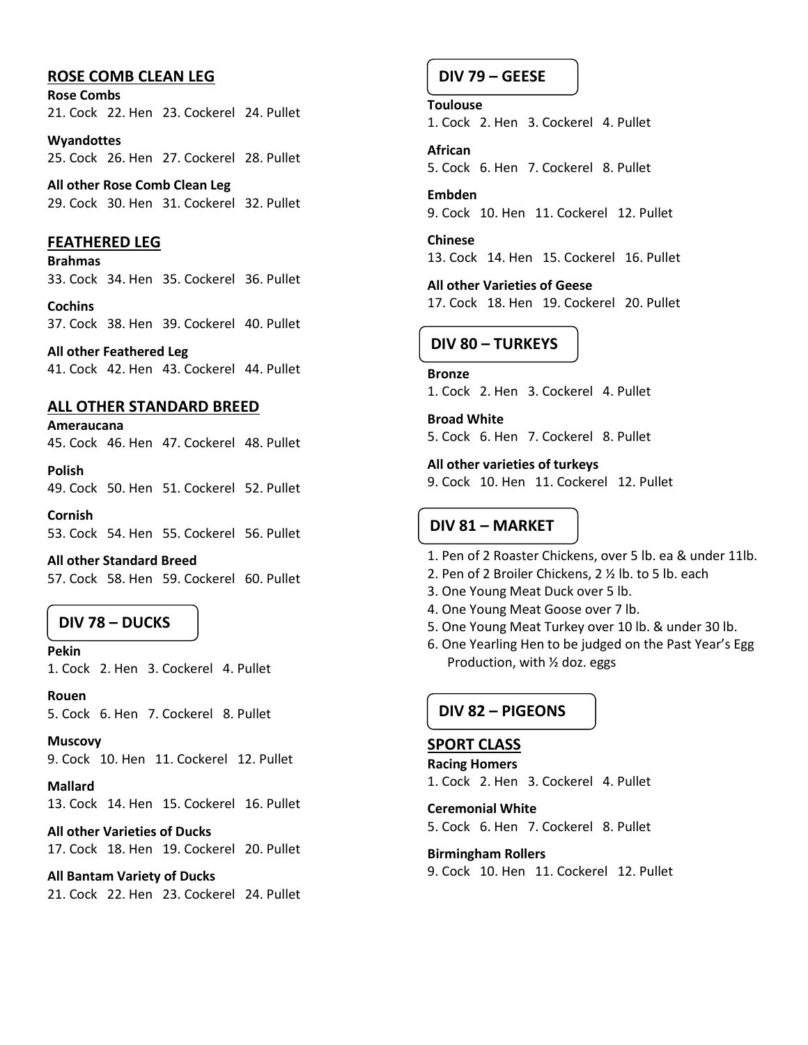## ROSE COMB CLEAN LEG

**Rose Combs**
21. Cock 22. Hen 23. Cockerel 24. Pullet

**Wyandottes**
25. Cock 26. Hen 27. Cockerel 28. Pullet

**All other Rose Comb Clean Leg**
29. Cock 30. Hen 31. Cockerel 32. Pullet

## FEATHERED LEG

**Brahmas**
33. Cock 34. Hen 35. Cockerel 36. Pullet

**Cochins**
37. Cock 38. Hen 39. Cockerel 40. Pullet

**All other Feathered Leg**
41. Cock 42. Hen 43. Cockerel 44. Pullet

## ALL OTHER STANDARD BREED

**Ameraucana**
45. Cock 46. Hen 47. Cockerel 48. Pullet

**Polish**
49. Cock 50. Hen 51. Cockerel 52. Pullet

**Cornish**
53. Cock 54. Hen 55. Cockerel 56. Pullet

**All other Standard Breed**
57. Cock 58. Hen 59. Cockerel 60. Pullet

## DIV 78 – DUCKS

**Pekin**
1. Cock 2. Hen 3. Cockerel 4. Pullet

**Rouen**
5. Cock 6. Hen 7. Cockerel 8. Pullet

**Muscovy**
9. Cock 10. Hen 11. Cockerel 12. Pullet

**Mallard**
13. Cock 14. Hen 15. Cockerel 16. Pullet

**All other Varieties of Ducks**
17. Cock 18. Hen 19. Cockerel 20. Pullet

**All Bantam Variety of Ducks**
21. Cock 22. Hen 23. Cockerel 24. Pullet

## DIV 79 – GEESE

**Toulouse**
1. Cock 2. Hen 3. Cockerel 4. Pullet

**African**
5. Cock 6. Hen 7. Cockerel 8. Pullet

**Embden**
9. Cock 10. Hen 11. Cockerel 12. Pullet

**Chinese**
13. Cock 14. Hen 15. Cockerel 16. Pullet

**All other Varieties of Geese**
17. Cock 18. Hen 19. Cockerel 20. Pullet

## DIV 80 – TURKEYS

**Bronze**
1. Cock 2. Hen 3. Cockerel 4. Pullet

**Broad White**
5. Cock 6. Hen 7. Cockerel 8. Pullet

**All other varieties of turkeys**
9. Cock 10. Hen 11. Cockerel 12. Pullet

## DIV 81 – MARKET

1. Pen of 2 Roaster Chickens, over 5 lb. ea & under 11lb.
2. Pen of 2 Broiler Chickens, 2 ½ lb. to 5 lb. each
3. One Young Meat Duck over 5 lb.
4. One Young Meat Goose over 7 lb.
5. One Young Meat Turkey over 10 lb. & under 30 lb.
6. One Yearling Hen to be judged on the Past Year's Egg Production, with ½ doz. eggs

## DIV 82 – PIGEONS

## SPORT CLASS

**Racing Homers**
1. Cock 2. Hen 3. Cockerel 4. Pullet

**Ceremonial White**
5. Cock 6. Hen 7. Cockerel 8. Pullet

**Birmingham Rollers**
9. Cock 10. Hen 11. Cockerel 12. Pullet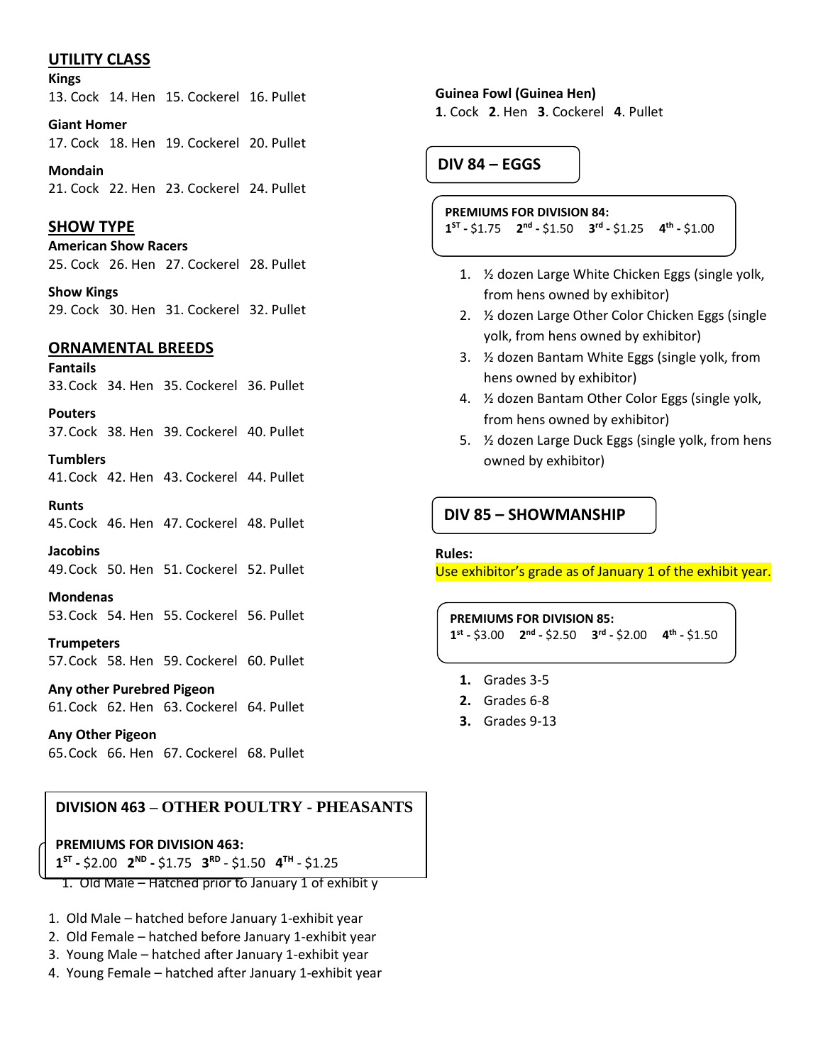## UTILITY CLASS

**Kings**
13. Cock 14. Hen 15. Cockerel 16. Pullet

**Giant Homer**
17. Cock 18. Hen 19. Cockerel 20. Pullet

**Mondain**
21. Cock 22. Hen 23. Cockerel 24. Pullet

## SHOW TYPE

**American Show Racers**
25. Cock 26. Hen 27. Cockerel 28. Pullet

**Show Kings**
29. Cock 30. Hen 31. Cockerel 32. Pullet

## ORNAMENTAL BREEDS

**Fantails**
33. Cock 34. Hen 35. Cockerel 36. Pullet

**Pouters**
37. Cock 38. Hen 39. Cockerel 40. Pullet

**Tumblers**
41. Cock 42. Hen 43. Cockerel 44. Pullet

**Runts**
45. Cock 46. Hen 47. Cockerel 48. Pullet

**Jacobins**
49. Cock 50. Hen 51. Cockerel 52. Pullet

**Mondenas**
53. Cock 54. Hen 55. Cockerel 56. Pullet

**Trumpeters**
57. Cock 58. Hen 59. Cockerel 60. Pullet

**Any other Purebred Pigeon**
61. Cock 62. Hen 63. Cockerel 64. Pullet

**Any Other Pigeon**
65. Cock 66. Hen 67. Cockerel 68. Pullet

## DIVISION 463 – OTHER POULTRY - PHEASANTS

**PREMIUMS FOR DIVISION 463:**
**1ST -** $2.00 **2ND -** $1.75 **3RD** - $1.50 **4TH** - $1.25

1. Old Male – Hatched prior to January 1 of exhibit y

1. Old Male – hatched before January 1-exhibit year
2. Old Female – hatched before January 1-exhibit year
3. Young Male – hatched after January 1-exhibit year
4. Young Female – hatched after January 1-exhibit year

**Guinea Fowl (Guinea Hen)**
**1**. Cock **2**. Hen **3**. Cockerel **4**. Pullet

## DIV 84 – EGGS

**PREMIUMS FOR DIVISION 84:**
**1ST -** $1.75 **2nd -** $1.50 **3rd -** $1.25 **4th -** $1.00

1. ½ dozen Large White Chicken Eggs (single yolk, from hens owned by exhibitor)
2. ½ dozen Large Other Color Chicken Eggs (single yolk, from hens owned by exhibitor)
3. ½ dozen Bantam White Eggs (single yolk, from hens owned by exhibitor)
4. ½ dozen Bantam Other Color Eggs (single yolk, from hens owned by exhibitor)
5. ½ dozen Large Duck Eggs (single yolk, from hens owned by exhibitor)

## DIV 85 – SHOWMANSHIP

**Rules:**
Use exhibitor's grade as of January 1 of the exhibit year.

**PREMIUMS FOR DIVISION 85:**
**1st -** $3.00 **2nd -** $2.50 **3rd -** $2.00 **4th -** $1.50

1. Grades 3-5
2. Grades 6-8
3. Grades 9-13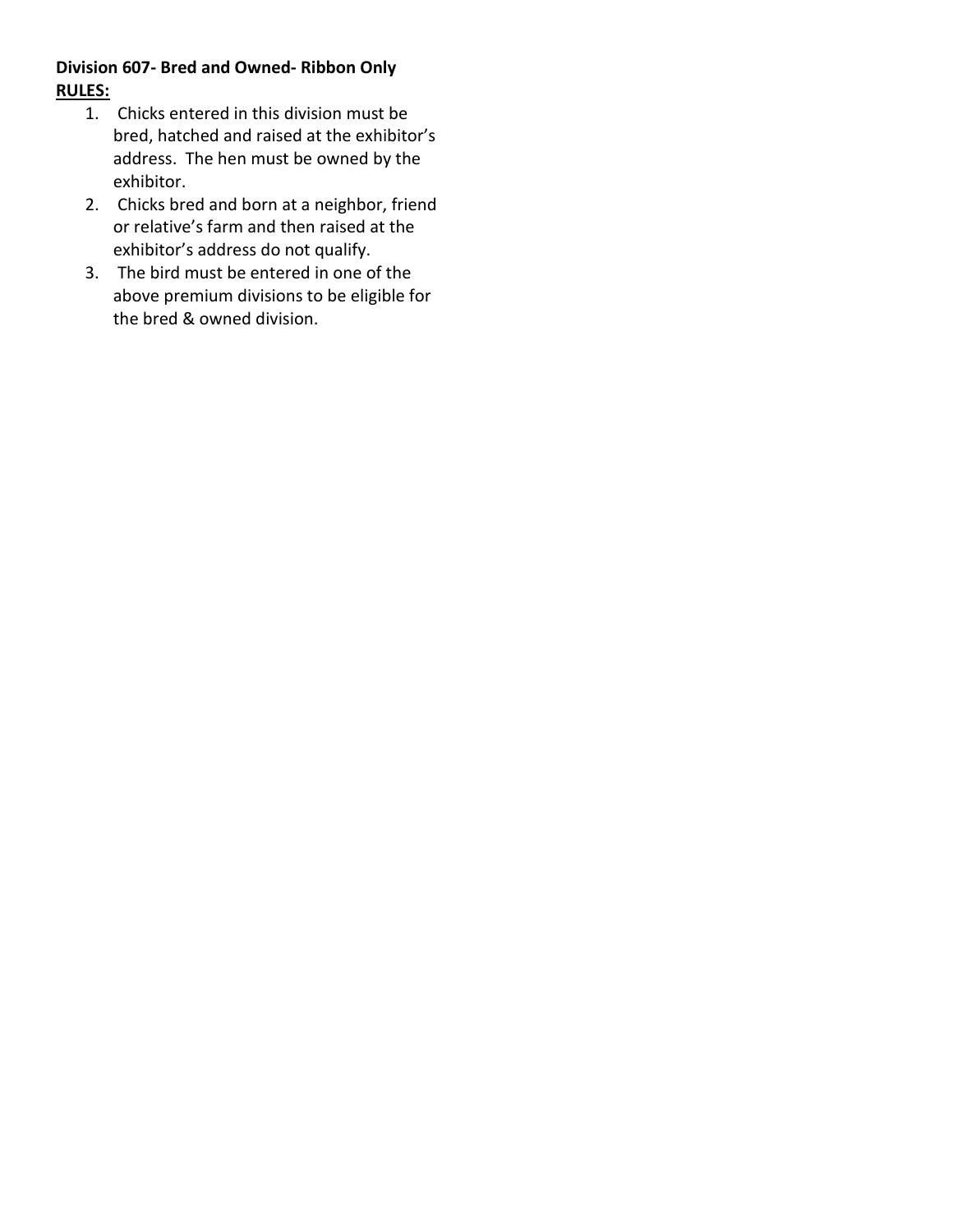**Division 607- Bred and Owned- Ribbon Only**
**RULES:**

1. Chicks entered in this division must be bred, hatched and raised at the exhibitor's address. The hen must be owned by the exhibitor.
2. Chicks bred and born at a neighbor, friend or relative's farm and then raised at the exhibitor's address do not qualify.
3. The bird must be entered in one of the above premium divisions to be eligible for the bred & owned division.